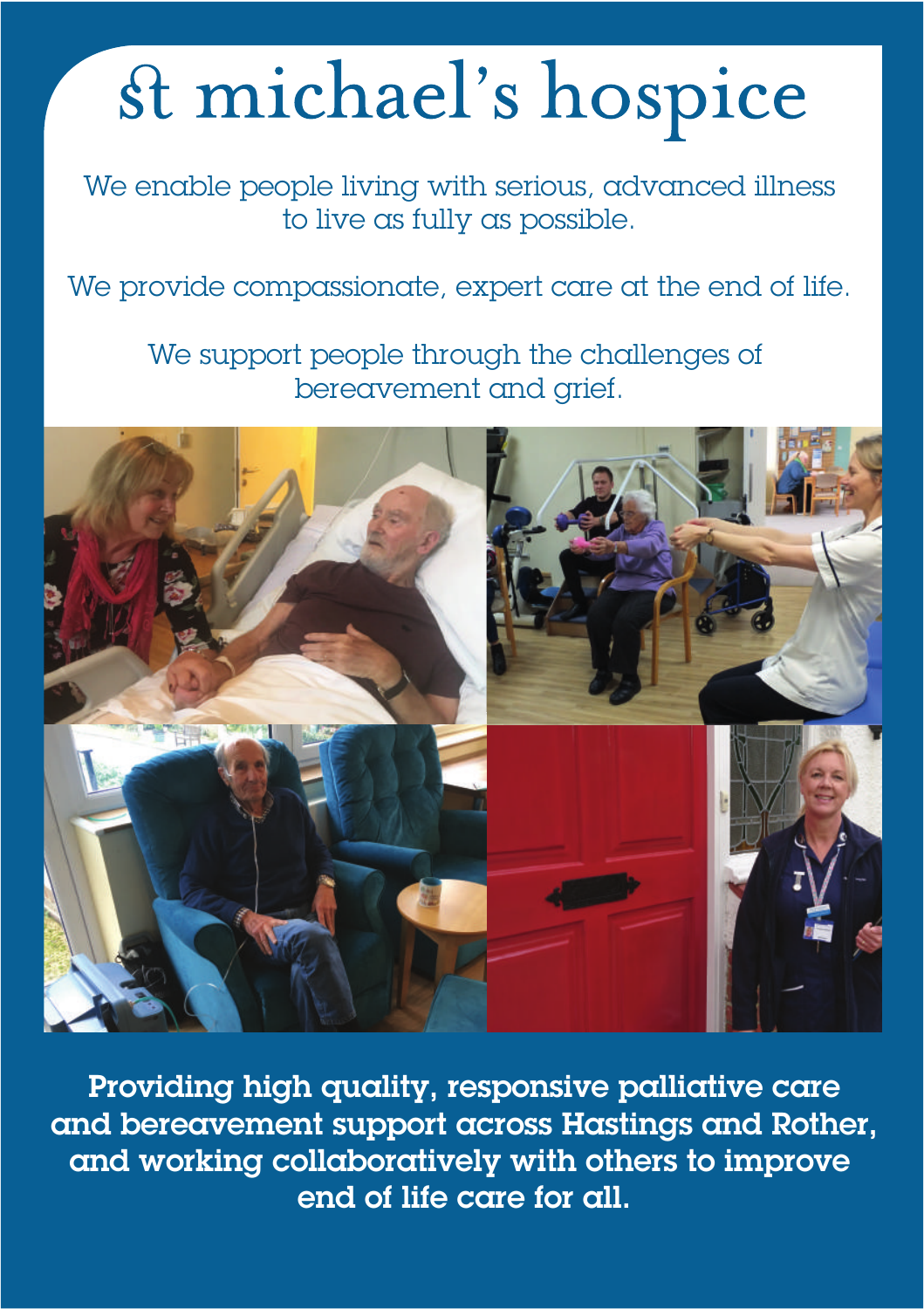# St michael's hospice

We enable people living with serious, advanced illness to live as fully as possible.

We provide compassionate, expert care at the end of life.

We support people through the challenges of bereavement and grief.

**Providing high quality, responsive palliative care and bereavement support across Hastings and Rother, and working collaboratively with others to improve end of life care for all.**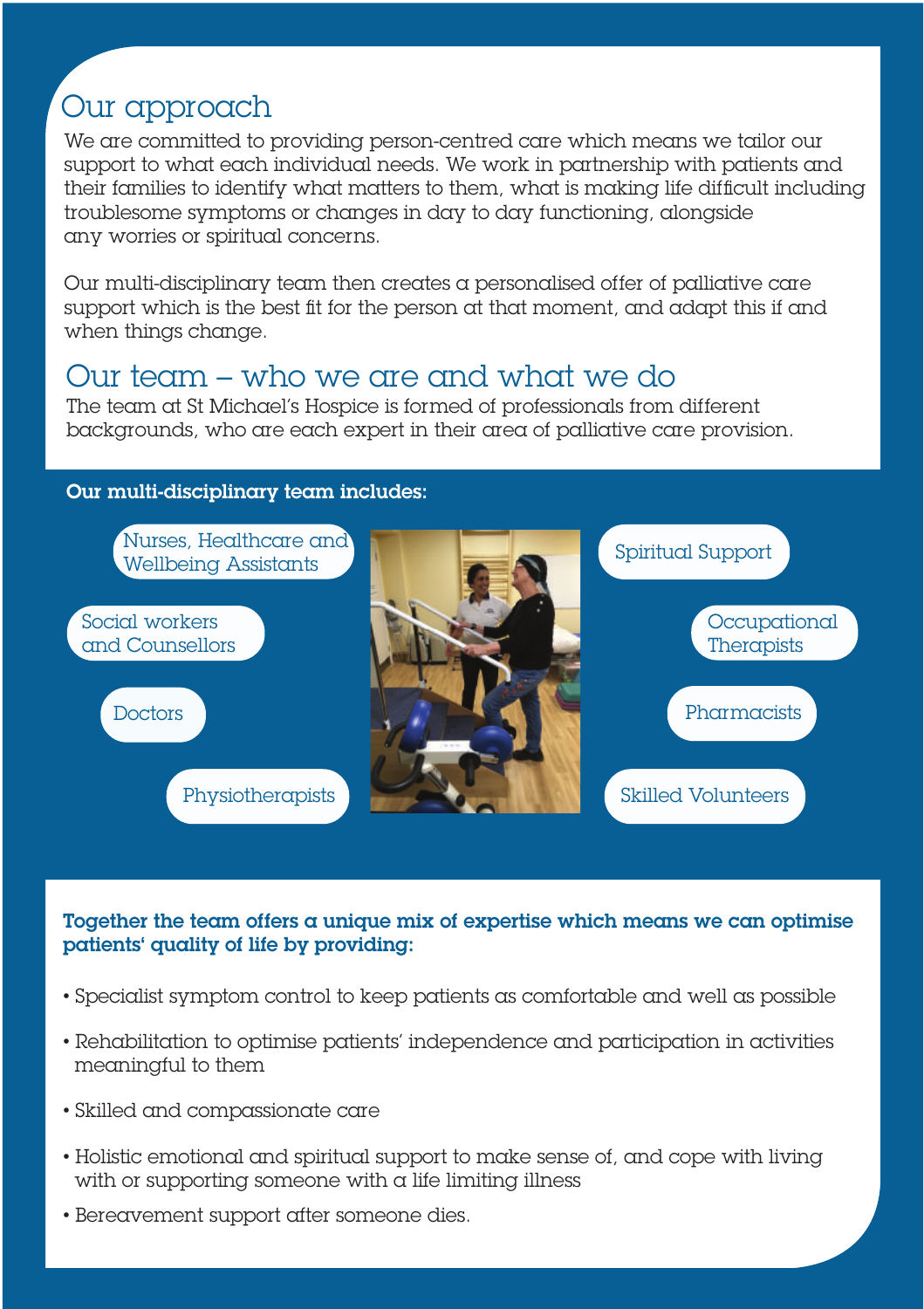## Our approach

We are committed to providing person-centred care which means we tailor our support to what each individual needs. We work in partnership with patients and their families to identify what matters to them, what is making life difficult including troublesome symptoms or changes in day to day functioning, alongside any worries or spiritual concerns.

Our multi-disciplinary team then creates a personalised offer of palliative care support which is the best fit for the person at that moment, and adapt this if and when things change.

## Our team – who we are and what we do

The team at St Michael's Hospice is formed of professionals from different backgrounds, who are each expert in their area of palliative care provision.

**Our multi-disciplinary team includes:**

- Nurses, Healthcare and Wellbeing Assistants
- Social workers and Counsellors
- Doctors
- Physiotherapists
- Spiritual Support
- Occupational Therapists
- Pharmacists
- Skilled Volunteers

**Together the team offers a unique mix of expertise which means we can optimise patients' quality of life by providing:**

- Specialist symptom control to keep patients as comfortable and well as possible
- Rehabilitation to optimise patients' independence and participation in activities meaningful to them
- Skilled and compassionate care
- Holistic emotional and spiritual support to make sense of, and cope with living with or supporting someone with a life limiting illness
- Bereavement support after someone dies.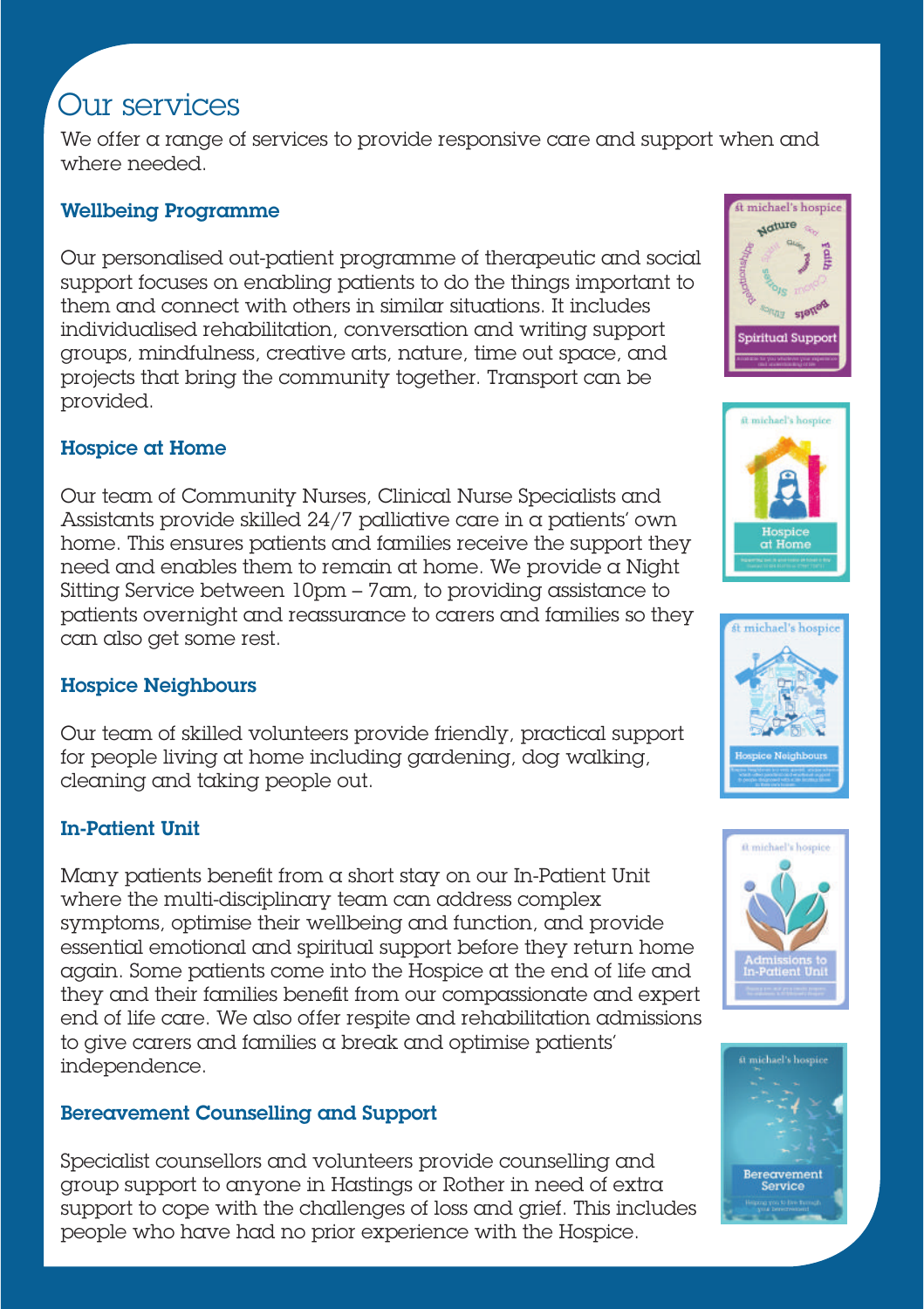# Our services

We offer a range of services to provide responsive care and support when and where needed.

### Wellbeing Programme

Our personalised out-patient programme of therapeutic and social support focuses on enabling patients to do the things important to them and connect with others in similar situations. It includes individualised rehabilitation, conversation and writing support groups, mindfulness, creative arts, nature, time out space, and projects that bring the community together. Transport can be provided.

### Hospice at Home

Our team of Community Nurses, Clinical Nurse Specialists and Assistants provide skilled 24/7 palliative care in a patients' own home. This ensures patients and families receive the support they need and enables them to remain at home. We provide a Night Sitting Service between 10pm – 7am, to providing assistance to patients overnight and reassurance to carers and families so they can also get some rest.

### Hospice Neighbours

Our team of skilled volunteers provide friendly, practical support for people living at home including gardening, dog walking, cleaning and taking people out.

### In-Patient Unit

Many patients benefit from a short stay on our In-Patient Unit where the multi-disciplinary team can address complex symptoms, optimise their wellbeing and function, and provide essential emotional and spiritual support before they return home again. Some patients come into the Hospice at the end of life and they and their families benefit from our compassionate and expert end of life care. We also offer respite and rehabilitation admissions to give carers and families a break and optimise patients' independence.

### Bereavement Counselling and Support

Specialist counsellors and volunteers provide counselling and group support to anyone in Hastings or Rother in need of extra support to cope with the challenges of loss and grief. This includes people who have had no prior experience with the Hospice.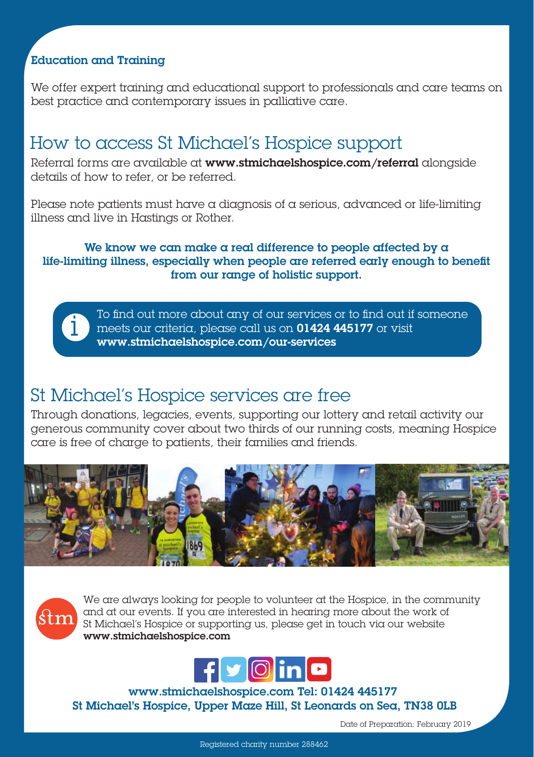### Education and Training

We offer expert training and educational support to professionals and care teams on best practice and contemporary issues in palliative care.

## How to access St Michael's Hospice support

Referral forms are available at **www.stmichaelshospice.com/referral** alongside details of how to refer, or be referred.

Please note patients must have a diagnosis of a serious, advanced or life-limiting illness and live in Hastings or Rother.

**We know we can make a real difference to people affected by a life-limiting illness, especially when people are referred early enough to benefit from our range of holistic support.**

To find out more about any of our services or to find out if someone meets our criteria, please call us on **01424 445177** or visit **www.stmichaelshospice.com/our-services**

## St Michael's Hospice services are free

Through donations, legacies, events, supporting our lottery and retail activity our generous community cover about two thirds of our running costs, meaning Hospice care is free of charge to patients, their families and friends.

We are always looking for people to volunteer at the Hospice, in the community and at our events. If you are interested in hearing more about the work of St Michael's Hospice or supporting us, please get in touch via our website **www.stmichaelshospice.com**

**www.stmichaelshospice.com Tel: 01424 445177**
**St Michael's Hospice, Upper Maze Hill, St Leonards on Sea, TN38 0LB**

Date of Preparation: February 2019

Registered charity number 288462